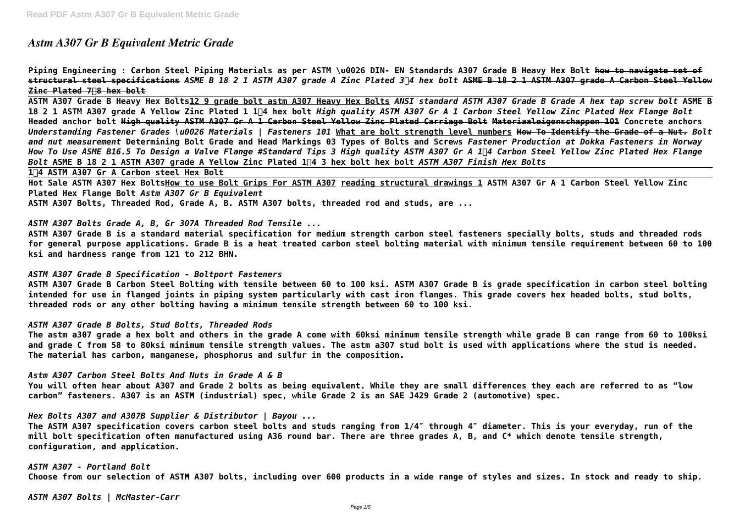# *Astm A307 Gr B Equivalent Metric Grade*

**Piping Engineering : Carbon Steel Piping Materials as per ASTM \u0026 DIN- EN Standards A307 Grade B Heavy Hex Bolt** ~~**how to navigate set of structural steel specifications**~~ ***ASME B 18 2 1 ASTM A307 grade A Zinc Plated 3⁄4 hex bolt*** ~~**ASME B 18 2 1 ASTM A307 grade A Carbon Steel Yellow Zinc Plated 7⁄8 hex bolt**~~

**ASTM A307 Grade B Heavy Hex Bolts** **12 9 grade bolt astm A307 Heavy Hex Bolts** ***ANSI standard ASTM A307 Grade B Grade A hex tap screw bolt*** **ASME B 18 2 1 ASTM A307 grade A Yellow Zinc Plated 1 1⁄4 hex bolt** ***High quality ASTM A307 Gr A 1 Carbon Steel Yellow Zinc Plated Hex Flange Bolt*** **Headed anchor bolt** ~~**High quality ASTM A307 Gr A 1 Carbon Steel Yellow Zinc Plated Carriage Bolt**~~ ~~**Materiaaleigenschappen 101**~~ **Concrete anchors** ***Understanding Fastener Grades \u0026 Materials | Fasteners 101*** **What are bolt strength level numbers** ~~**How To Identify the Grade of a Nut.**~~ ***Bolt and nut measurement*** **Determining Bolt Grade and Head Markings 03 Types of Bolts and Screws** ***Fastener Production at Dokka Fasteners in Norway How To Use ASME B16.5 To Design a Valve Flange #Standard Tips 3 High quality ASTM A307 Gr A 1⁄4 Carbon Steel Yellow Zinc Plated Hex Flange Bolt*** **ASME B 18 2 1 ASTM A307 grade A Yellow Zinc Plated 1⁄4 3 hex bolt hex bolt** ***ASTM A307 Finish Hex Bolts***

**1⁄4 ASTM A307 Gr A Carbon steel Hex Bolt**

**Hot Sale ASTM A307 Hex Bolts** **How to use Bolt Grips For ASTM A307** **reading structural drawings 1** **ASTM A307 Gr A 1 Carbon Steel Yellow Zinc Plated Hex Flange Bolt** ***Astm A307 Gr B Equivalent***

**ASTM A307 Bolts, Threaded Rod, Grade A, B. ASTM A307 bolts, threaded rod and studs, are ...**

***ASTM A307 Bolts Grade A, B, Gr 307A Threaded Rod Tensile ...***

**ASTM A307 Grade B is a standard material specification for medium strength carbon steel fasteners specially bolts, studs and threaded rods for general purpose applications. Grade B is a heat treated carbon steel bolting material with minimum tensile requirement between 60 to 100 ksi and hardness range from 121 to 212 BHN.**

***ASTM A307 Grade B Specification - Boltport Fasteners***

**ASTM A307 Grade B Carbon Steel Bolting with tensile between 60 to 100 ksi. ASTM A307 Grade B is grade specification in carbon steel bolting intended for use in flanged joints in piping system particularly with cast iron flanges. This grade covers hex headed bolts, stud bolts, threaded rods or any other bolting having a minimum tensile strength between 60 to 100 ksi.**

***ASTM A307 Grade B Bolts, Stud Bolts, Threaded Rods***

**The astm a307 grade a hex bolt and others in the grade A come with 60ksi minimum tensile strength while grade B can range from 60 to 100ksi and grade C from 58 to 80ksi minimum tensile strength values. The astm a307 stud bolt is used with applications where the stud is needed. The material has carbon, manganese, phosphorus and sulfur in the composition.**

***Astm A307 Carbon Steel Bolts And Nuts in Grade A & B***

**You will often hear about A307 and Grade 2 bolts as being equivalent. While they are small differences they each are referred to as "low carbon" fasteners. A307 is an ASTM (industrial) spec, while Grade 2 is an SAE J429 Grade 2 (automotive) spec.**

***Hex Bolts A307 and A307B Supplier & Distributor | Bayou ...***

**The ASTM A307 specification covers carbon steel bolts and studs ranging from 1/4″ through 4″ diameter. This is your everyday, run of the mill bolt specification often manufactured using A36 round bar. There are three grades A, B, and C* which denote tensile strength, configuration, and application.**

***ASTM A307 - Portland Bolt***

**Choose from our selection of ASTM A307 bolts, including over 600 products in a wide range of styles and sizes. In stock and ready to ship.**

***ASTM A307 Bolts | McMaster-Carr***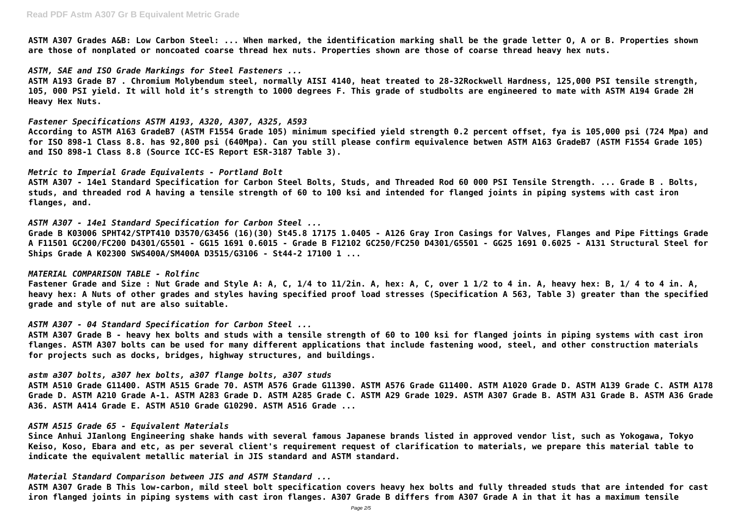**ASTM A307 Grades A&B: Low Carbon Steel: ... When marked, the identification marking shall be the grade letter O, A or B. Properties shown are those of nonplated or noncoated coarse thread hex nuts. Properties shown are those of coarse thread heavy hex nuts.**

*ASTM, SAE and ISO Grade Markings for Steel Fasteners ...*

**ASTM A193 Grade B7 . Chromium Molybendum steel, normally AISI 4140, heat treated to 28-32Rockwell Hardness, 125,000 PSI tensile strength, 105, 000 PSI yield. It will hold it's strength to 1000 degrees F. This grade of studbolts are engineered to mate with ASTM A194 Grade 2H Heavy Hex Nuts.**

*Fastener Specifications ASTM A193, A320, A307, A325, A593*

**According to ASTM A163 GradeB7 (ASTM F1554 Grade 105) minimum specified yield strength 0.2 percent offset, fya is 105,000 psi (724 Mpa) and for ISO 898-1 Class 8.8. has 92,800 psi (640Mpa). Can you still please confirm equivalence betwen ASTM A163 GradeB7 (ASTM F1554 Grade 105) and ISO 898-1 Class 8.8 (Source ICC-ES Report ESR-3187 Table 3).**

*Metric to Imperial Grade Equivalents - Portland Bolt*

**ASTM A307 - 14e1 Standard Specification for Carbon Steel Bolts, Studs, and Threaded Rod 60 000 PSI Tensile Strength. ... Grade B . Bolts, studs, and threaded rod A having a tensile strength of 60 to 100 ksi and intended for flanged joints in piping systems with cast iron flanges, and.**

*ASTM A307 - 14e1 Standard Specification for Carbon Steel ...*

**Grade B K03006 SPHT42/STPT410 D3570/G3456 (16)(30) St45.8 17175 1.0405 - A126 Gray Iron Casings for Valves, Flanges and Pipe Fittings Grade A F11501 GC200/FC200 D4301/G5501 - GG15 1691 0.6015 - Grade B F12102 GC250/FC250 D4301/G5501 - GG25 1691 0.6025 - A131 Structural Steel for Ships Grade A K02300 SWS400A/SM400A D3515/G3106 - St44-2 17100 1 ...**

*MATERIAL COMPARISON TABLE - Rolfinc*

**Fastener Grade and Size : Nut Grade and Style A: A, C, 1/4 to 11/2in. A, hex: A, C, over 1 1/2 to 4 in. A, heavy hex: B, 1/ 4 to 4 in. A, heavy hex: A Nuts of other grades and styles having specified proof load stresses (Specification A 563, Table 3) greater than the specified grade and style of nut are also suitable.**

*ASTM A307 - 04 Standard Specification for Carbon Steel ...*

**ASTM A307 Grade B - heavy hex bolts and studs with a tensile strength of 60 to 100 ksi for flanged joints in piping systems with cast iron flanges. ASTM A307 bolts can be used for many different applications that include fastening wood, steel, and other construction materials for projects such as docks, bridges, highway structures, and buildings.**

*astm a307 bolts, a307 hex bolts, a307 flange bolts, a307 studs*

**ASTM A510 Grade G11400. ASTM A515 Grade 70. ASTM A576 Grade G11390. ASTM A576 Grade G11400. ASTM A1020 Grade D. ASTM A139 Grade C. ASTM A178 Grade D. ASTM A210 Grade A-1. ASTM A283 Grade D. ASTM A285 Grade C. ASTM A29 Grade 1029. ASTM A307 Grade B. ASTM A31 Grade B. ASTM A36 Grade A36. ASTM A414 Grade E. ASTM A510 Grade G10290. ASTM A516 Grade ...**

*ASTM A515 Grade 65 - Equivalent Materials*

**Since Anhui JIanlong Engineering shake hands with several famous Japanese brands listed in approved vendor list, such as Yokogawa, Tokyo Keiso, Koso, Ebara and etc, as per several client's requirement request of clarification to materials, we prepare this material table to indicate the equivalent metallic material in JIS standard and ASTM standard.**

*Material Standard Comparison between JIS and ASTM Standard ...*

**ASTM A307 Grade B This low-carbon, mild steel bolt specification covers heavy hex bolts and fully threaded studs that are intended for cast iron flanged joints in piping systems with cast iron flanges. A307 Grade B differs from A307 Grade A in that it has a maximum tensile**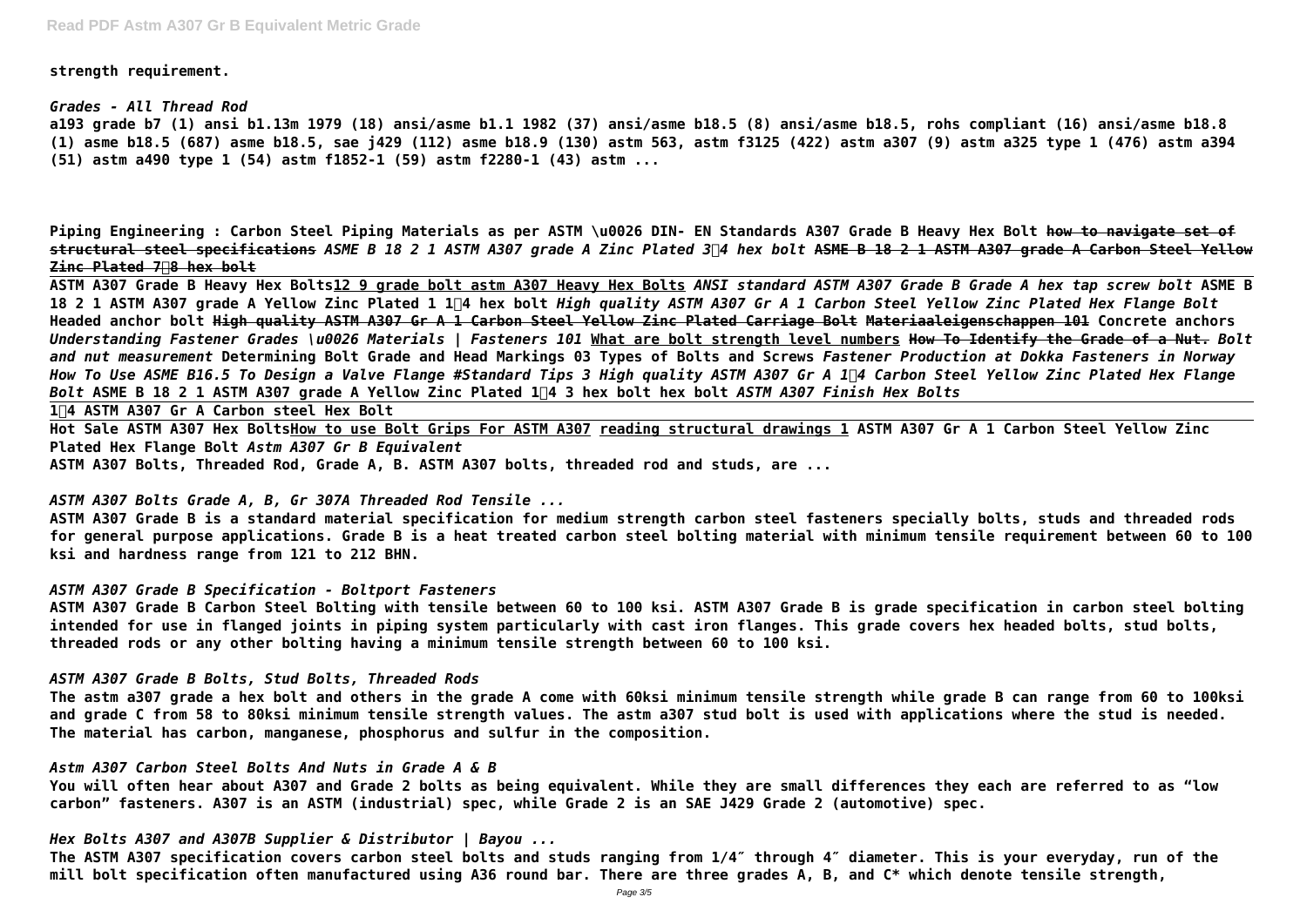**strength requirement.**

*Grades - All Thread Rod*

**a193 grade b7 (1) ansi b1.13m 1979 (18) ansi/asme b1.1 1982 (37) ansi/asme b18.5 (8) ansi/asme b18.5, rohs compliant (16) ansi/asme b18.8 (1) asme b18.5 (687) asme b18.5, sae j429 (112) asme b18.9 (130) astm 563, astm f3125 (422) astm a307 (9) astm a325 type 1 (476) astm a394 (51) astm a490 type 1 (54) astm f1852-1 (59) astm f2280-1 (43) astm ...**

**Piping Engineering : Carbon Steel Piping Materials as per ASTM \u0026 DIN- EN Standards A307 Grade B Heavy Hex Bolt** ~~**how to navigate set of structural steel specifications**~~ ***ASME B 18 2 1 ASTM A307 grade A Zinc Plated 3⁄4 hex bolt*** ~~**ASME B 18 2 1 ASTM A307 grade A Carbon Steel Yellow Zinc Plated 7⁄8 hex bolt**~~

**ASTM A307 Grade B Heavy Hex Bolts**<u>**12 9 grade bolt astm A307 Heavy Hex Bolts**</u> ***ANSI standard ASTM A307 Grade B Grade A hex tap screw bolt*** **ASME B 18 2 1 ASTM A307 grade A Yellow Zinc Plated 1 1⁄4 hex bolt** ***High quality ASTM A307 Gr A 1 Carbon Steel Yellow Zinc Plated Hex Flange Bolt*** **Headed anchor bolt** ~~**High quality ASTM A307 Gr A 1 Carbon Steel Yellow Zinc Plated Carriage Bolt**~~ ~~**Materiaaleigenschappen 101**~~ **Concrete anchors** ***Understanding Fastener Grades \u0026 Materials | Fasteners 101*** <u>**What are bolt strength level numbers**</u> ~~**How To Identify the Grade of a Nut.**~~ ***Bolt and nut measurement*** **Determining Bolt Grade and Head Markings 03 Types of Bolts and Screws** ***Fastener Production at Dokka Fasteners in Norway How To Use ASME B16.5 To Design a Valve Flange #Standard Tips 3 High quality ASTM A307 Gr A 1⁄4 Carbon Steel Yellow Zinc Plated Hex Flange Bolt*** **ASME B 18 2 1 ASTM A307 grade A Yellow Zinc Plated 1⁄4 3 hex bolt hex bolt** ***ASTM A307 Finish Hex Bolts***

<u>**1⁄4 ASTM A307 Gr A Carbon steel Hex Bolt**</u>

**Hot Sale ASTM A307 Hex Bolts**<u>**How to use Bolt Grips For ASTM A307**</u> <u>**reading structural drawings 1**</u> **ASTM A307 Gr A 1 Carbon Steel Yellow Zinc Plated Hex Flange Bolt** ***Astm A307 Gr B Equivalent***

**ASTM A307 Bolts, Threaded Rod, Grade A, B. ASTM A307 bolts, threaded rod and studs, are ...**

*ASTM A307 Bolts Grade A, B, Gr 307A Threaded Rod Tensile ...*

**ASTM A307 Grade B is a standard material specification for medium strength carbon steel fasteners specially bolts, studs and threaded rods for general purpose applications. Grade B is a heat treated carbon steel bolting material with minimum tensile requirement between 60 to 100 ksi and hardness range from 121 to 212 BHN.**

*ASTM A307 Grade B Specification - Boltport Fasteners*

**ASTM A307 Grade B Carbon Steel Bolting with tensile between 60 to 100 ksi. ASTM A307 Grade B is grade specification in carbon steel bolting intended for use in flanged joints in piping system particularly with cast iron flanges. This grade covers hex headed bolts, stud bolts, threaded rods or any other bolting having a minimum tensile strength between 60 to 100 ksi.**

*ASTM A307 Grade B Bolts, Stud Bolts, Threaded Rods*

**The astm a307 grade a hex bolt and others in the grade A come with 60ksi minimum tensile strength while grade B can range from 60 to 100ksi and grade C from 58 to 80ksi minimum tensile strength values. The astm a307 stud bolt is used with applications where the stud is needed. The material has carbon, manganese, phosphorus and sulfur in the composition.**

*Astm A307 Carbon Steel Bolts And Nuts in Grade A & B*

**You will often hear about A307 and Grade 2 bolts as being equivalent. While they are small differences they each are referred to as "low carbon" fasteners. A307 is an ASTM (industrial) spec, while Grade 2 is an SAE J429 Grade 2 (automotive) spec.**

*Hex Bolts A307 and A307B Supplier & Distributor | Bayou ...*

**The ASTM A307 specification covers carbon steel bolts and studs ranging from 1/4″ through 4″ diameter. This is your everyday, run of the mill bolt specification often manufactured using A36 round bar. There are three grades A, B, and C* which denote tensile strength,**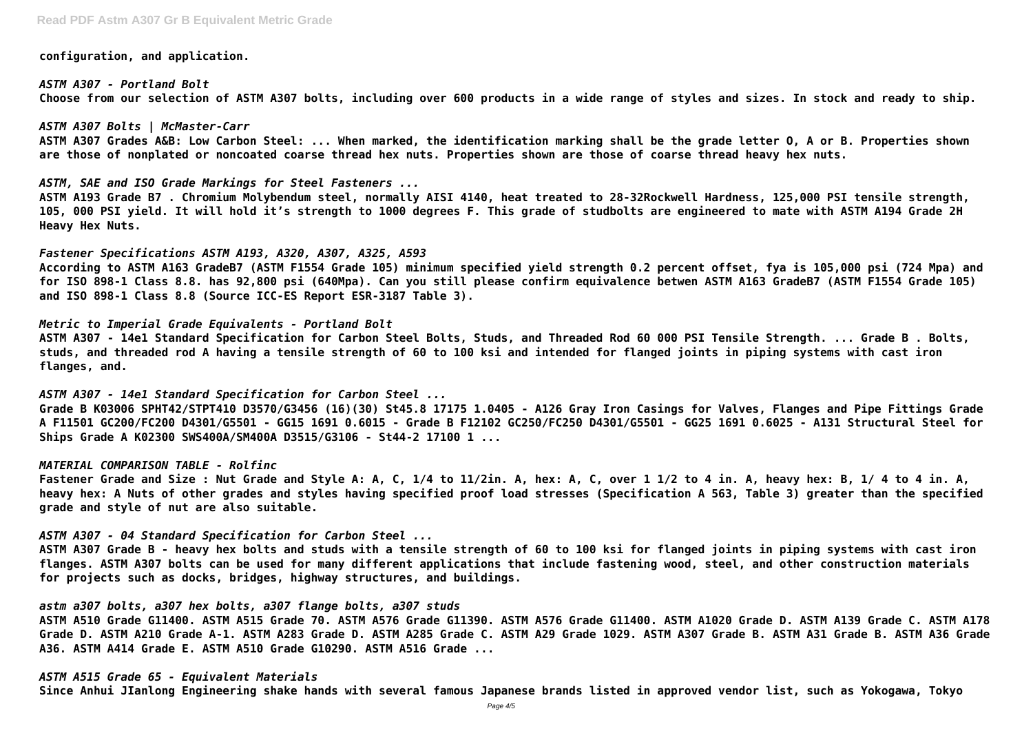**configuration, and application.**

*ASTM A307 - Portland Bolt*

**Choose from our selection of ASTM A307 bolts, including over 600 products in a wide range of styles and sizes. In stock and ready to ship.**

*ASTM A307 Bolts | McMaster-Carr*

**ASTM A307 Grades A&B: Low Carbon Steel: ... When marked, the identification marking shall be the grade letter O, A or B. Properties shown are those of nonplated or noncoated coarse thread hex nuts. Properties shown are those of coarse thread heavy hex nuts.**

*ASTM, SAE and ISO Grade Markings for Steel Fasteners ...*

**ASTM A193 Grade B7 . Chromium Molybendum steel, normally AISI 4140, heat treated to 28-32Rockwell Hardness, 125,000 PSI tensile strength, 105, 000 PSI yield. It will hold it's strength to 1000 degrees F. This grade of studbolts are engineered to mate with ASTM A194 Grade 2H Heavy Hex Nuts.**

*Fastener Specifications ASTM A193, A320, A307, A325, A593*

**According to ASTM A163 GradeB7 (ASTM F1554 Grade 105) minimum specified yield strength 0.2 percent offset, fya is 105,000 psi (724 Mpa) and for ISO 898-1 Class 8.8. has 92,800 psi (640Mpa). Can you still please confirm equivalence betwen ASTM A163 GradeB7 (ASTM F1554 Grade 105) and ISO 898-1 Class 8.8 (Source ICC-ES Report ESR-3187 Table 3).**

*Metric to Imperial Grade Equivalents - Portland Bolt*

**ASTM A307 - 14e1 Standard Specification for Carbon Steel Bolts, Studs, and Threaded Rod 60 000 PSI Tensile Strength. ... Grade B . Bolts, studs, and threaded rod A having a tensile strength of 60 to 100 ksi and intended for flanged joints in piping systems with cast iron flanges, and.**

*ASTM A307 - 14e1 Standard Specification for Carbon Steel ...*

**Grade B K03006 SPHT42/STPT410 D3570/G3456 (16)(30) St45.8 17175 1.0405 - A126 Gray Iron Casings for Valves, Flanges and Pipe Fittings Grade A F11501 GC200/FC200 D4301/G5501 - GG15 1691 0.6015 - Grade B F12102 GC250/FC250 D4301/G5501 - GG25 1691 0.6025 - A131 Structural Steel for Ships Grade A K02300 SWS400A/SM400A D3515/G3106 - St44-2 17100 1 ...**

*MATERIAL COMPARISON TABLE - Rolfinc*

**Fastener Grade and Size : Nut Grade and Style A: A, C, 1/4 to 11/2in. A, hex: A, C, over 1 1/2 to 4 in. A, heavy hex: B, 1/ 4 to 4 in. A, heavy hex: A Nuts of other grades and styles having specified proof load stresses (Specification A 563, Table 3) greater than the specified grade and style of nut are also suitable.**

*ASTM A307 - 04 Standard Specification for Carbon Steel ...*

**ASTM A307 Grade B - heavy hex bolts and studs with a tensile strength of 60 to 100 ksi for flanged joints in piping systems with cast iron flanges. ASTM A307 bolts can be used for many different applications that include fastening wood, steel, and other construction materials for projects such as docks, bridges, highway structures, and buildings.**

*astm a307 bolts, a307 hex bolts, a307 flange bolts, a307 studs*

**ASTM A510 Grade G11400. ASTM A515 Grade 70. ASTM A576 Grade G11390. ASTM A576 Grade G11400. ASTM A1020 Grade D. ASTM A139 Grade C. ASTM A178 Grade D. ASTM A210 Grade A-1. ASTM A283 Grade D. ASTM A285 Grade C. ASTM A29 Grade 1029. ASTM A307 Grade B. ASTM A31 Grade B. ASTM A36 Grade A36. ASTM A414 Grade E. ASTM A510 Grade G10290. ASTM A516 Grade ...**

*ASTM A515 Grade 65 - Equivalent Materials*

**Since Anhui JIanlong Engineering shake hands with several famous Japanese brands listed in approved vendor list, such as Yokogawa, Tokyo**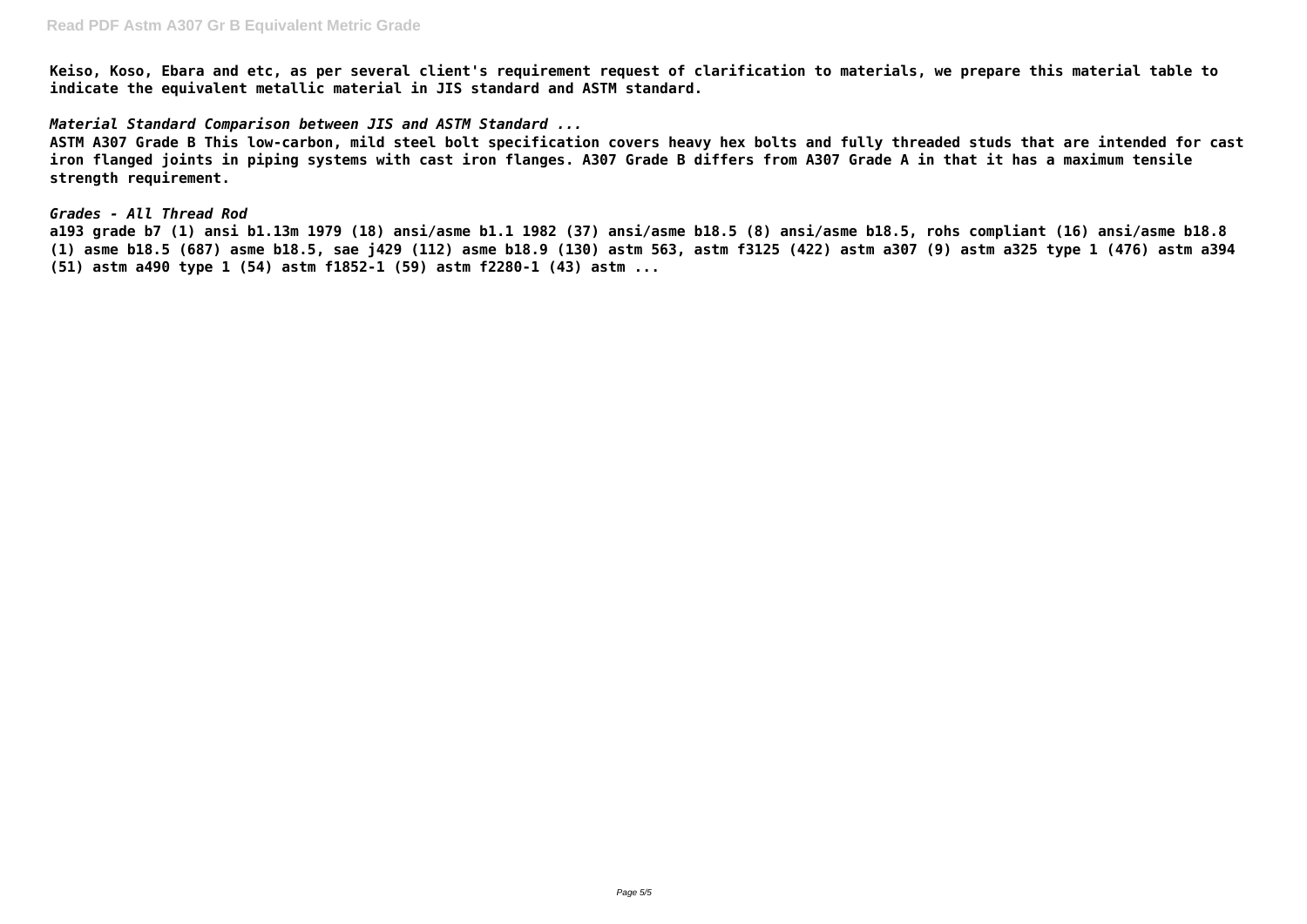**Keiso, Koso, Ebara and etc, as per several client's requirement request of clarification to materials, we prepare this material table to indicate the equivalent metallic material in JIS standard and ASTM standard.**

***Material Standard Comparison between JIS and ASTM Standard ...***

**ASTM A307 Grade B This low-carbon, mild steel bolt specification covers heavy hex bolts and fully threaded studs that are intended for cast iron flanged joints in piping systems with cast iron flanges. A307 Grade B differs from A307 Grade A in that it has a maximum tensile strength requirement.**

***Grades - All Thread Rod***

**a193 grade b7 (1) ansi b1.13m 1979 (18) ansi/asme b1.1 1982 (37) ansi/asme b18.5 (8) ansi/asme b18.5, rohs compliant (16) ansi/asme b18.8 (1) asme b18.5 (687) asme b18.5, sae j429 (112) asme b18.9 (130) astm 563, astm f3125 (422) astm a307 (9) astm a325 type 1 (476) astm a394 (51) astm a490 type 1 (54) astm f1852-1 (59) astm f2280-1 (43) astm ...**